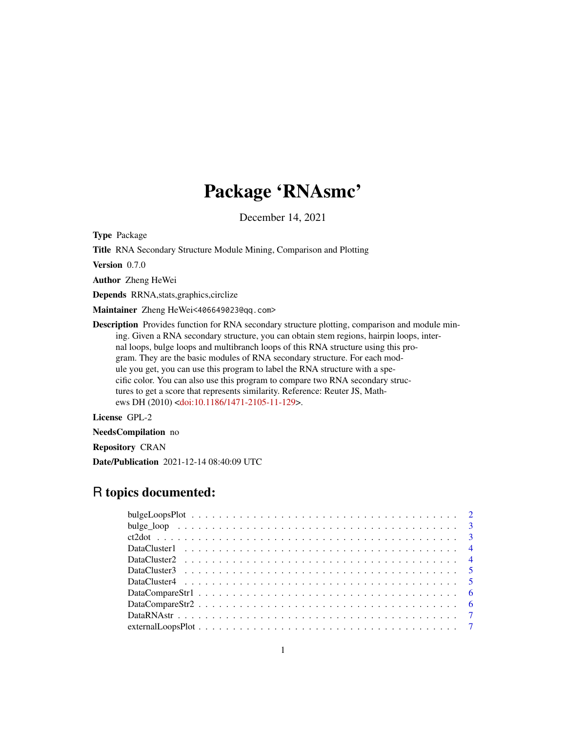# Package 'RNAsmc'

December 14, 2021

**Type** Package

**Title** RNA Secondary Structure Module Mining, Comparison and Plotting

**Version** 0.7.0

**Author** Zheng HeWei

**Depends** RRNA,stats,graphics,circlize

**Maintainer** Zheng HeWei<406649023@qq.com>

**Description** Provides function for RNA secondary structure plotting, comparison and module mining. Given a RNA secondary structure, you can obtain stem regions, hairpin loops, internal loops, bulge loops and multibranch loops of this RNA structure using this program. They are the basic modules of RNA secondary structure. For each module you get, you can use this program to label the RNA structure with a specific color. You can also use this program to compare two RNA secondary structures to get a score that represents similarity. Reference: Reuter JS, Mathews DH (2010) <doi:10.1186/1471-2105-11-129>.

**License** GPL-2

**NeedsCompilation** no

**Repository** CRAN

**Date/Publication** 2021-12-14 08:40:09 UTC

## R topics documented:

- bulgeLoopsPlot . . . . . . . . . . 2
- bulge_loop . . . . . . . . . . 3
- ct2dot . . . . . . . . . . 3
- DataCluster1 . . . . . . . . . . 4
- DataCluster2 . . . . . . . . . . 4
- DataCluster3 . . . . . . . . . . 5
- DataCluster4 . . . . . . . . . . 5
- DataCompareStr1 . . . . . . . . . . 6
- DataCompareStr2 . . . . . . . . . . 6
- DataRNAstr . . . . . . . . . . 7
- externalLoopsPlot . . . . . . . . . . 7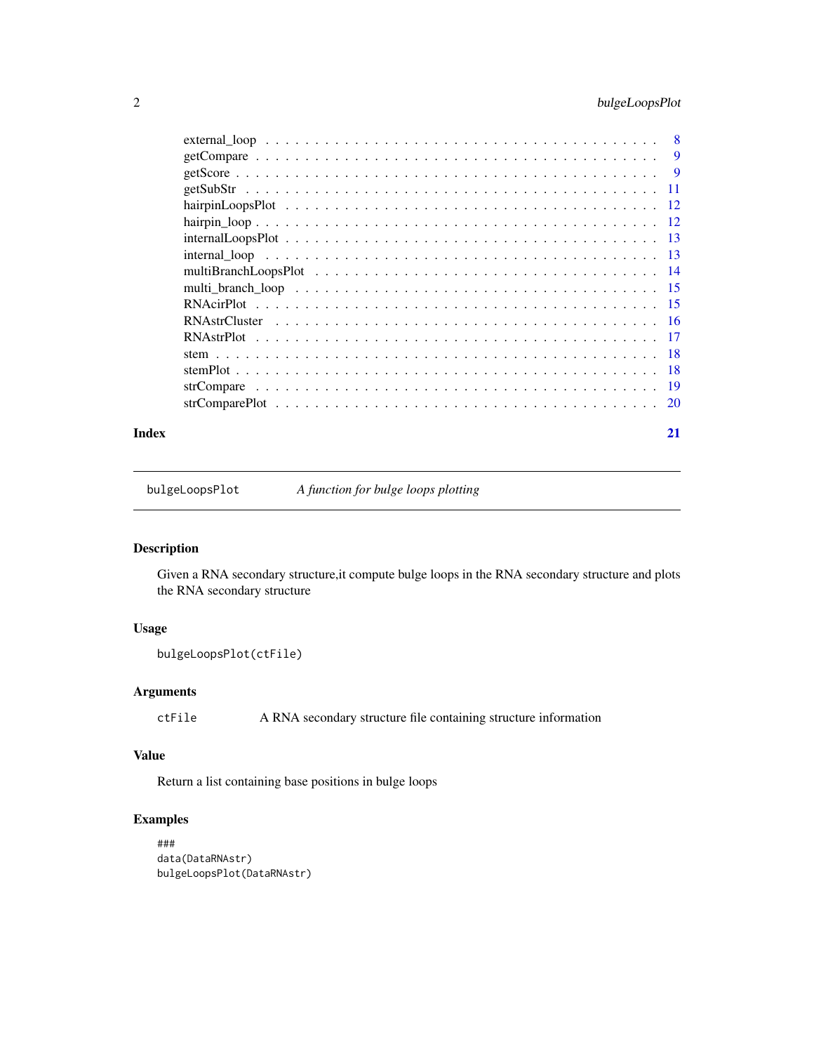external_loop . . . . . . . . . . . . . . . . . . . . . . . . . . . . . . . . . . . . 8
getCompare . . . . . . . . . . . . . . . . . . . . . . . . . . . . . . . . . . . . . 9
getScore . . . . . . . . . . . . . . . . . . . . . . . . . . . . . . . . . . . . . . 9
getSubStr . . . . . . . . . . . . . . . . . . . . . . . . . . . . . . . . . . . . . 11
hairpinLoopsPlot . . . . . . . . . . . . . . . . . . . . . . . . . . . . . . . . . 12
hairpin_loop . . . . . . . . . . . . . . . . . . . . . . . . . . . . . . . . . . . 12
internalLoopsPlot . . . . . . . . . . . . . . . . . . . . . . . . . . . . . . . . 13
internal_loop . . . . . . . . . . . . . . . . . . . . . . . . . . . . . . . . . . 13
multiBranchLoopsPlot . . . . . . . . . . . . . . . . . . . . . . . . . . . . . . 14
multi_branch_loop . . . . . . . . . . . . . . . . . . . . . . . . . . . . . . . 15
RNAcirPlot . . . . . . . . . . . . . . . . . . . . . . . . . . . . . . . . . . . 15
RNAstrCluster . . . . . . . . . . . . . . . . . . . . . . . . . . . . . . . . . 16
RNAstrPlot . . . . . . . . . . . . . . . . . . . . . . . . . . . . . . . . . . . 17
stem . . . . . . . . . . . . . . . . . . . . . . . . . . . . . . . . . . . . . . . 18
stemPlot . . . . . . . . . . . . . . . . . . . . . . . . . . . . . . . . . . . . . 18
strCompare . . . . . . . . . . . . . . . . . . . . . . . . . . . . . . . . . . . 19
strComparePlot . . . . . . . . . . . . . . . . . . . . . . . . . . . . . . . . . 20

**Index** **21**

---

`bulgeLoopsPlot` *A function for bulge loops plotting*

---

## Description

Given a RNA secondary structure,it compute bulge loops in the RNA secondary structure and plots the RNA secondary structure

## Usage

```
bulgeLoopsPlot(ctFile)
```

## Arguments

`ctFile` A RNA secondary structure file containing structure information

## Value

Return a list containing base positions in bulge loops

## Examples

```
###
data(DataRNAstr)
bulgeLoopsPlot(DataRNAstr)
```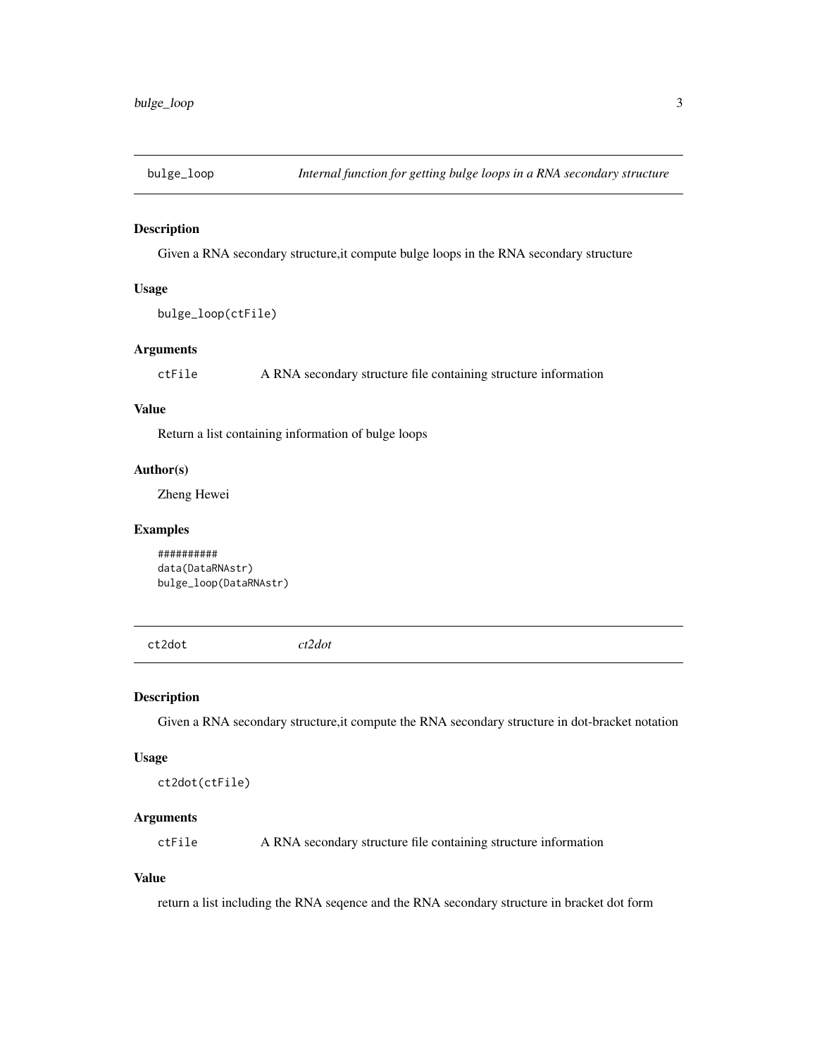## bulge_loop — *Internal function for getting bulge loops in a RNA secondary structure*

### Description

Given a RNA secondary structure,it compute bulge loops in the RNA secondary structure

### Usage

```
bulge_loop(ctFile)
```

### Arguments

| | |
|---|---|
| `ctFile` | A RNA secondary structure file containing structure information |

### Value

Return a list containing information of bulge loops

### Author(s)

Zheng Hewei

### Examples

```
##########
data(DataRNAstr)
bulge_loop(DataRNAstr)
```

## ct2dot — *ct2dot*

### Description

Given a RNA secondary structure,it compute the RNA secondary structure in dot-bracket notation

### Usage

```
ct2dot(ctFile)
```

### Arguments

| | |
|---|---|
| `ctFile` | A RNA secondary structure file containing structure information |

### Value

return a list including the RNA seqence and the RNA secondary structure in bracket dot form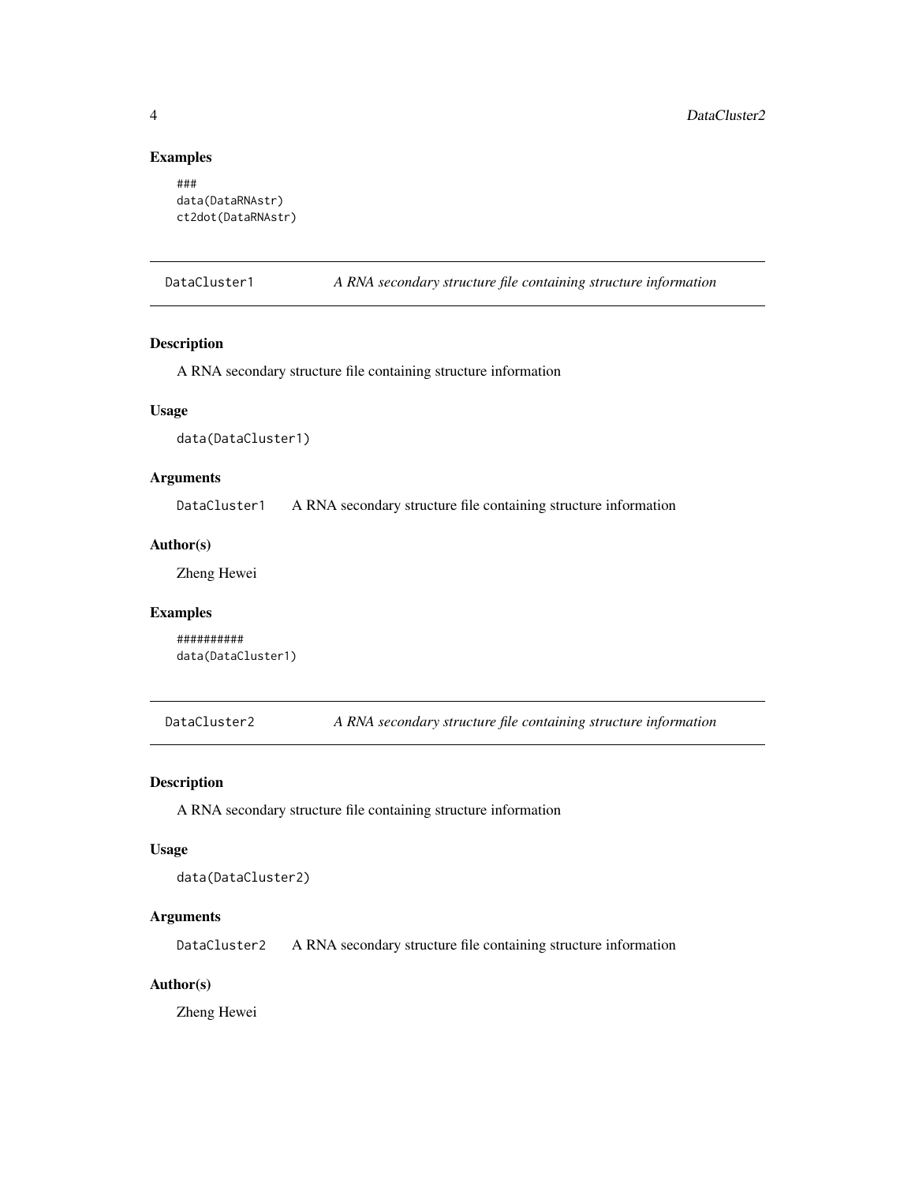### Examples

```
###
data(DataRNAstr)
ct2dot(DataRNAstr)
```

---

## DataCluster1 — *A RNA secondary structure file containing structure information*

---

### Description

A RNA secondary structure file containing structure information

### Usage

```
data(DataCluster1)
```

### Arguments

`DataCluster1` A RNA secondary structure file containing structure information

### Author(s)

Zheng Hewei

### Examples

```
##########
data(DataCluster1)
```

---

## DataCluster2 — *A RNA secondary structure file containing structure information*

---

### Description

A RNA secondary structure file containing structure information

### Usage

```
data(DataCluster2)
```

### Arguments

`DataCluster2` A RNA secondary structure file containing structure information

### Author(s)

Zheng Hewei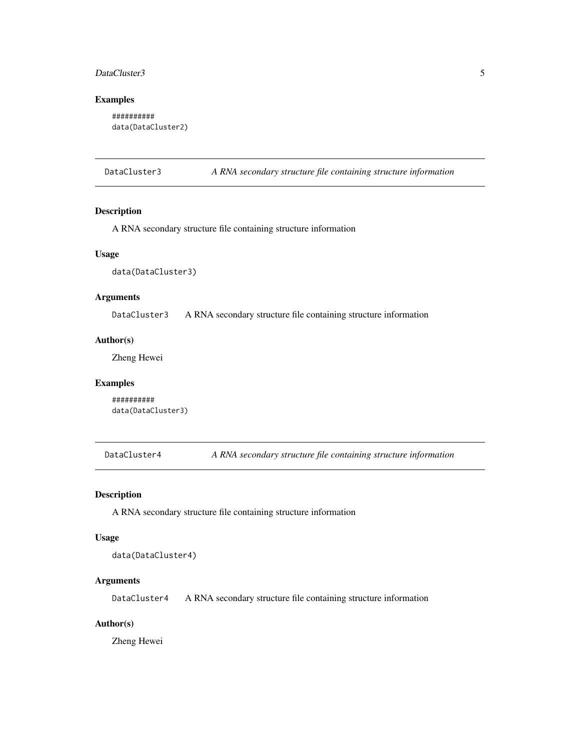## Examples

```
##########
data(DataCluster2)
```

---

`DataCluster3` *A RNA secondary structure file containing structure information*

---

## Description

A RNA secondary structure file containing structure information

## Usage

```
data(DataCluster3)
```

## Arguments

| | |
|---|---|
| `DataCluster3` | A RNA secondary structure file containing structure information |

## Author(s)

Zheng Hewei

## Examples

```
##########
data(DataCluster3)
```

---

`DataCluster4` *A RNA secondary structure file containing structure information*

---

## Description

A RNA secondary structure file containing structure information

## Usage

```
data(DataCluster4)
```

## Arguments

| | |
|---|---|
| `DataCluster4` | A RNA secondary structure file containing structure information |

## Author(s)

Zheng Hewei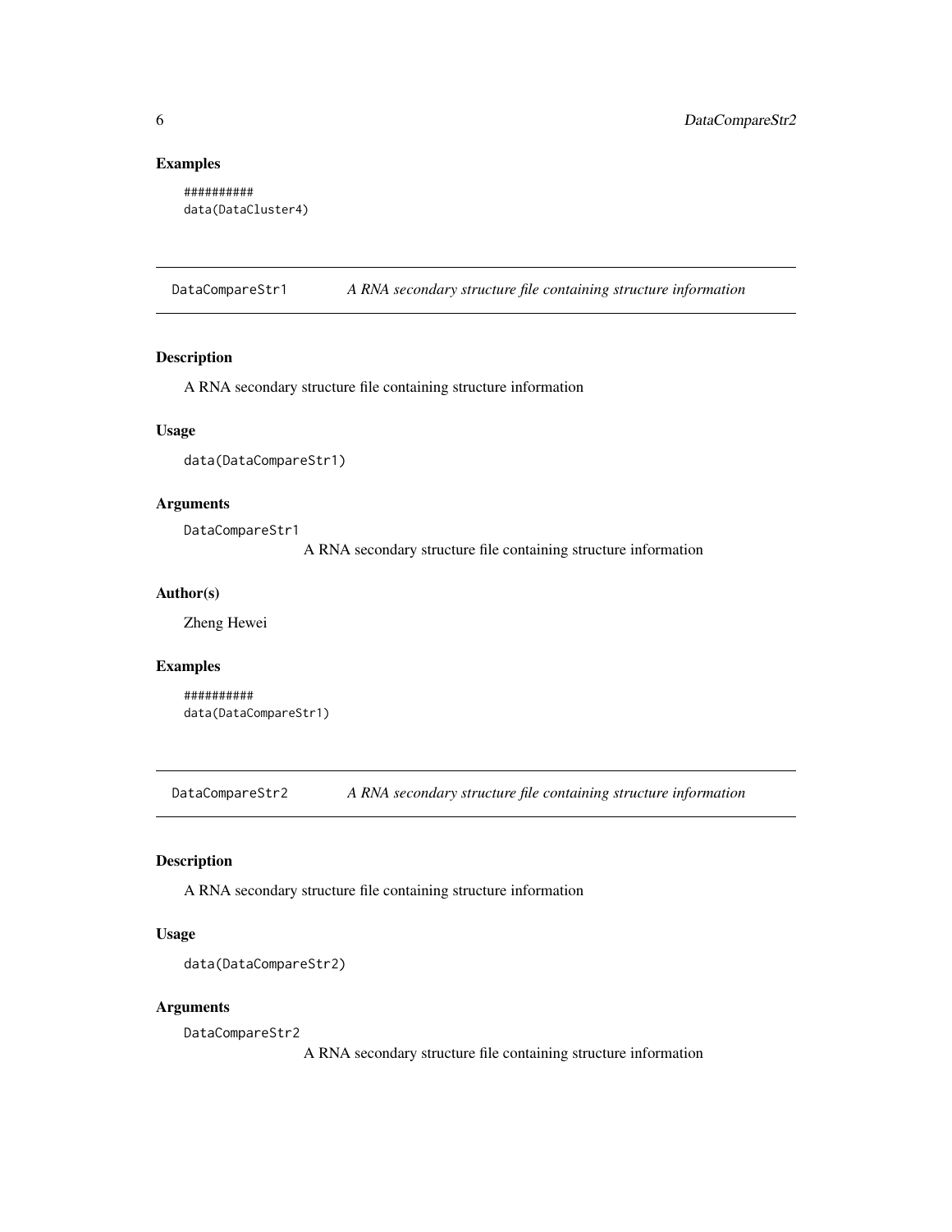## Examples

```
##########
data(DataCluster4)
```

---

DataCompareStr1 *A RNA secondary structure file containing structure information*

---

### Description

A RNA secondary structure file containing structure information

### Usage

```
data(DataCompareStr1)
```

### Arguments

`DataCompareStr1`
A RNA secondary structure file containing structure information

### Author(s)

Zheng Hewei

### Examples

```
##########
data(DataCompareStr1)
```

---

DataCompareStr2 *A RNA secondary structure file containing structure information*

---

### Description

A RNA secondary structure file containing structure information

### Usage

```
data(DataCompareStr2)
```

### Arguments

`DataCompareStr2`
A RNA secondary structure file containing structure information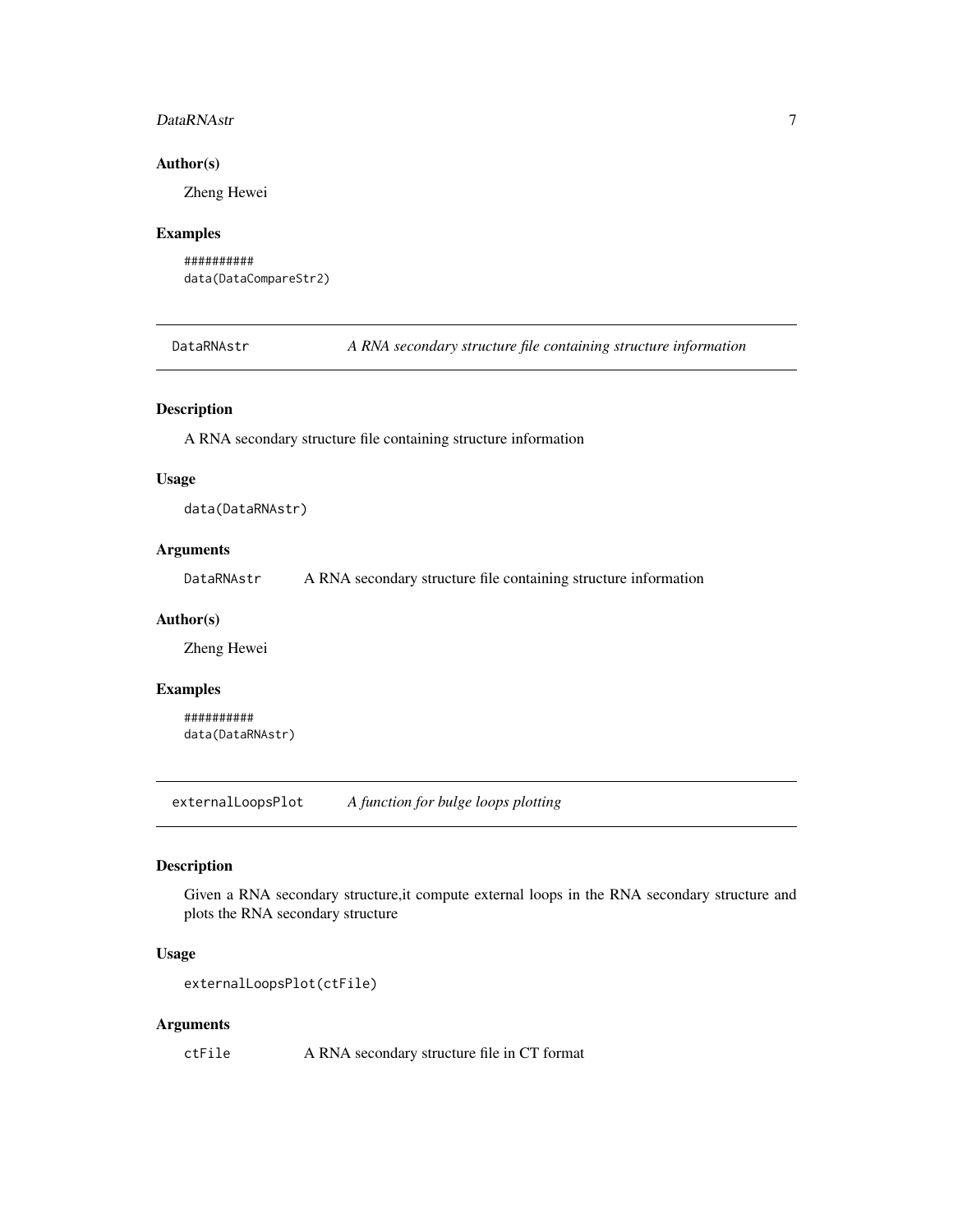### Author(s)

Zheng Hewei

### Examples

```
##########
data(DataCompareStr2)
```

---

## DataRNAstr *A RNA secondary structure file containing structure information*

---

### Description

A RNA secondary structure file containing structure information

### Usage

```
data(DataRNAstr)
```

### Arguments

| | |
|---|---|
| DataRNAstr | A RNA secondary structure file containing structure information |

### Author(s)

Zheng Hewei

### Examples

```
##########
data(DataRNAstr)
```

---

## externalLoopsPlot *A function for bulge loops plotting*

---

### Description

Given a RNA secondary structure,it compute external loops in the RNA secondary structure and plots the RNA secondary structure

### Usage

```
externalLoopsPlot(ctFile)
```

### Arguments

| | |
|---|---|
| ctFile | A RNA secondary structure file in CT format |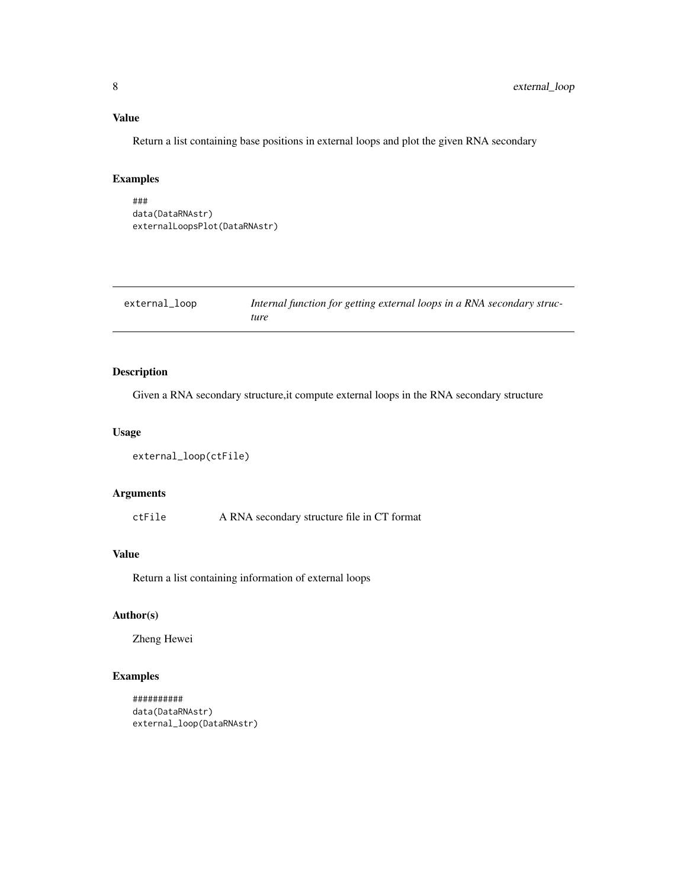## Value

Return a list containing base positions in external loops and plot the given RNA secondary

## Examples

```
###
data(DataRNAstr)
externalLoopsPlot(DataRNAstr)
```

---

# external_loop — *Internal function for getting external loops in a RNA secondary structure*

---

## Description

Given a RNA secondary structure,it compute external loops in the RNA secondary structure

## Usage

```
external_loop(ctFile)
```

## Arguments

| | |
|---|---|
| ctFile | A RNA secondary structure file in CT format |

## Value

Return a list containing information of external loops

## Author(s)

Zheng Hewei

## Examples

```
##########
data(DataRNAstr)
external_loop(DataRNAstr)
```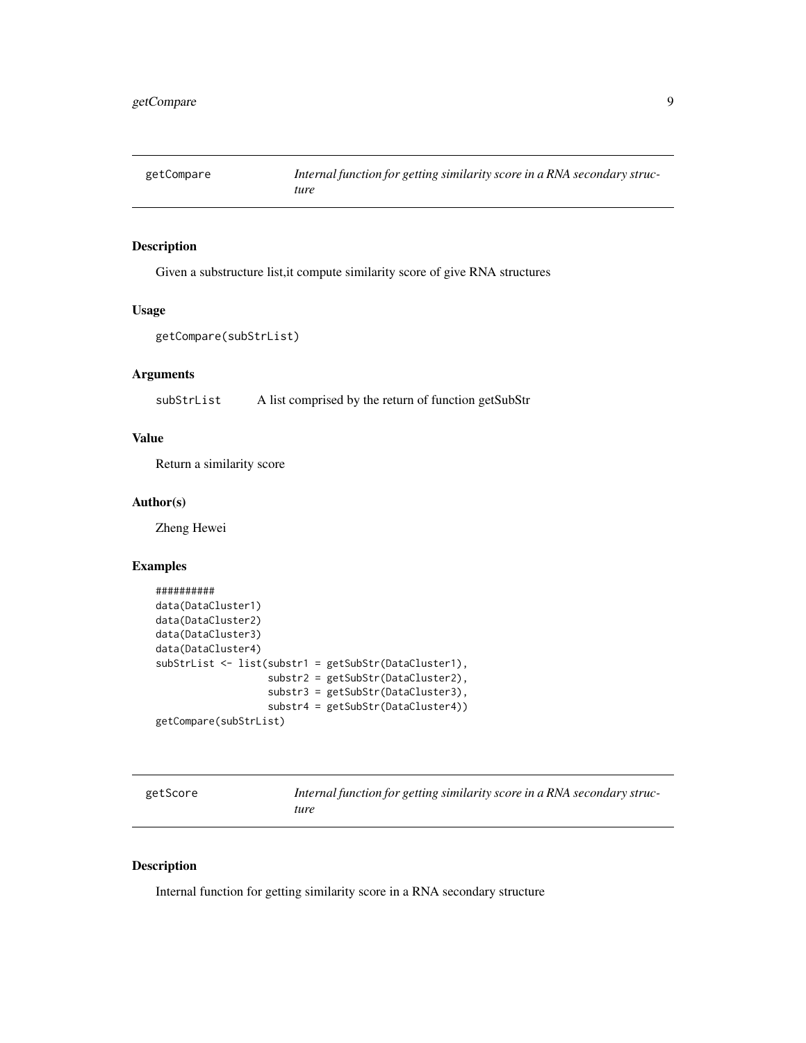## getCompare — *Internal function for getting similarity score in a RNA secondary structure*

### Description

Given a substructure list,it compute similarity score of give RNA structures

### Usage

```
getCompare(subStrList)
```

### Arguments

| | |
|---|---|
| subStrList | A list comprised by the return of function getSubStr |

### Value

Return a similarity score

### Author(s)

Zheng Hewei

### Examples

```
##########
data(DataCluster1)
data(DataCluster2)
data(DataCluster3)
data(DataCluster4)
subStrList <- list(substr1 = getSubStr(DataCluster1),
                   substr2 = getSubStr(DataCluster2),
                   substr3 = getSubStr(DataCluster3),
                   substr4 = getSubStr(DataCluster4))
getCompare(subStrList)
```

## getScore — *Internal function for getting similarity score in a RNA secondary structure*

### Description

Internal function for getting similarity score in a RNA secondary structure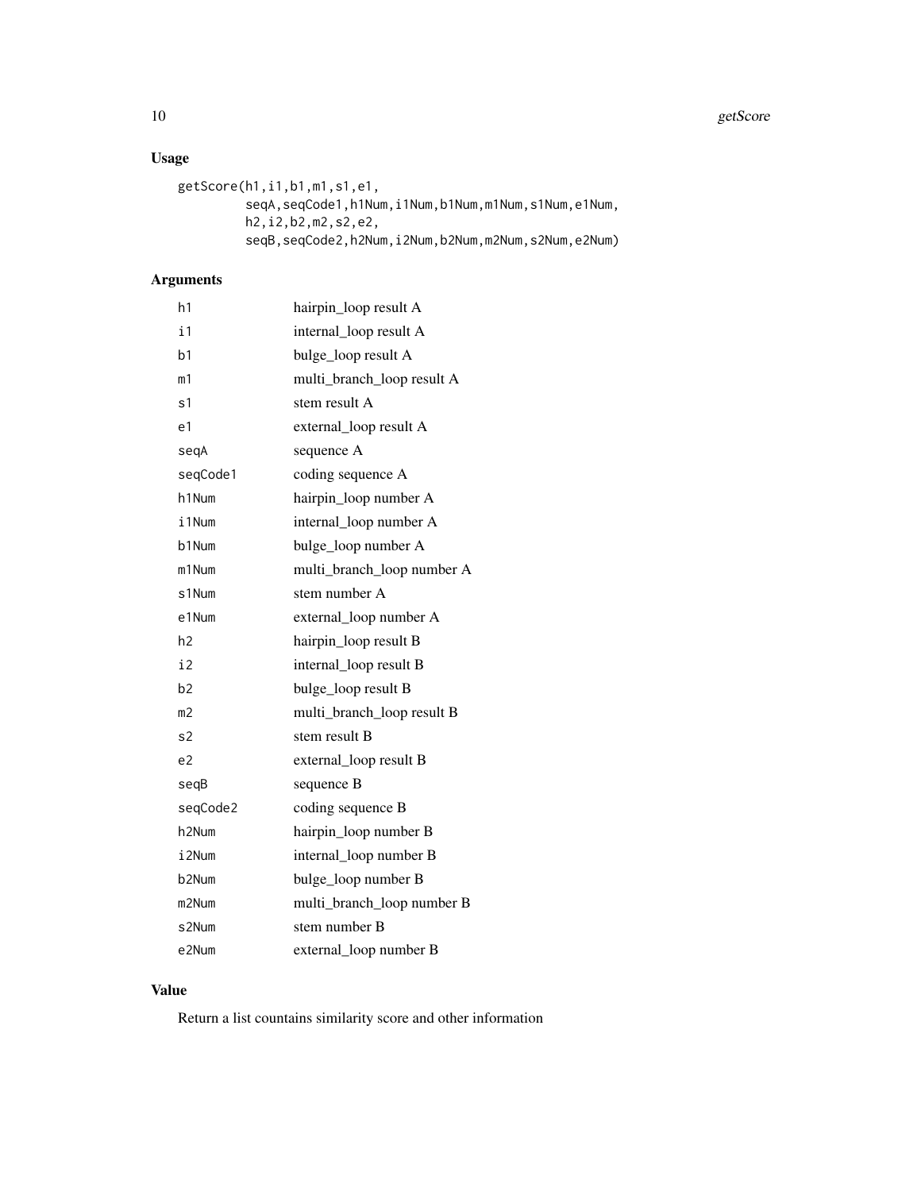## Usage

```
getScore(h1,i1,b1,m1,s1,e1,
        seqA,seqCode1,h1Num,i1Num,b1Num,m1Num,s1Num,e1Num,
        h2,i2,b2,m2,s2,e2,
        seqB,seqCode2,h2Num,i2Num,b2Num,m2Num,s2Num,e2Num)
```

## Arguments

| | |
|---|---|
| h1 | hairpin_loop result A |
| i1 | internal_loop result A |
| b1 | bulge_loop result A |
| m1 | multi_branch_loop result A |
| s1 | stem result A |
| e1 | external_loop result A |
| seqA | sequence A |
| seqCode1 | coding sequence A |
| h1Num | hairpin_loop number A |
| i1Num | internal_loop number A |
| b1Num | bulge_loop number A |
| m1Num | multi_branch_loop number A |
| s1Num | stem number A |
| e1Num | external_loop number A |
| h2 | hairpin_loop result B |
| i2 | internal_loop result B |
| b2 | bulge_loop result B |
| m2 | multi_branch_loop result B |
| s2 | stem result B |
| e2 | external_loop result B |
| seqB | sequence B |
| seqCode2 | coding sequence B |
| h2Num | hairpin_loop number B |
| i2Num | internal_loop number B |
| b2Num | bulge_loop number B |
| m2Num | multi_branch_loop number B |
| s2Num | stem number B |
| e2Num | external_loop number B |

## Value

Return a list countains similarity score and other information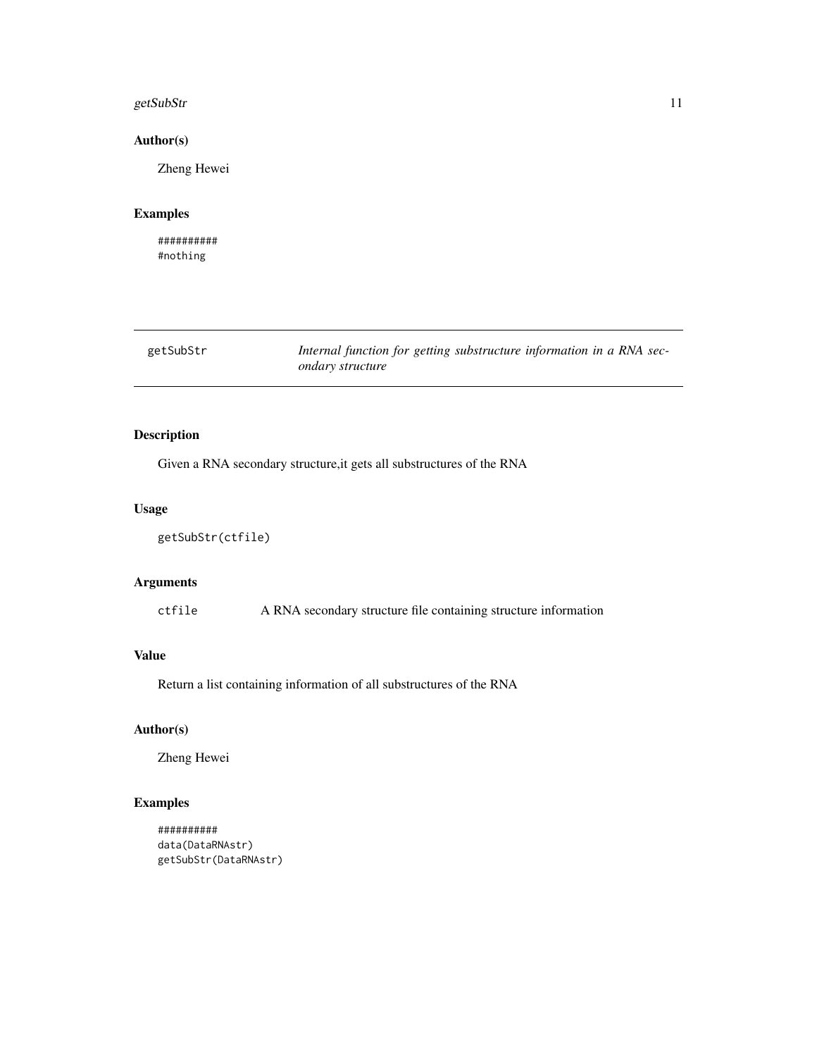## Author(s)

Zheng Hewei

## Examples

```
##########
#nothing
```

---

`getSubStr` *Internal function for getting substructure information in a RNA secondary structure*

---

## Description

Given a RNA secondary structure,it gets all substructures of the RNA

## Usage

```
getSubStr(ctfile)
```

## Arguments

| | |
|---|---|
| `ctfile` | A RNA secondary structure file containing structure information |

## Value

Return a list containing information of all substructures of the RNA

## Author(s)

Zheng Hewei

## Examples

```
##########
data(DataRNAstr)
getSubStr(DataRNAstr)
```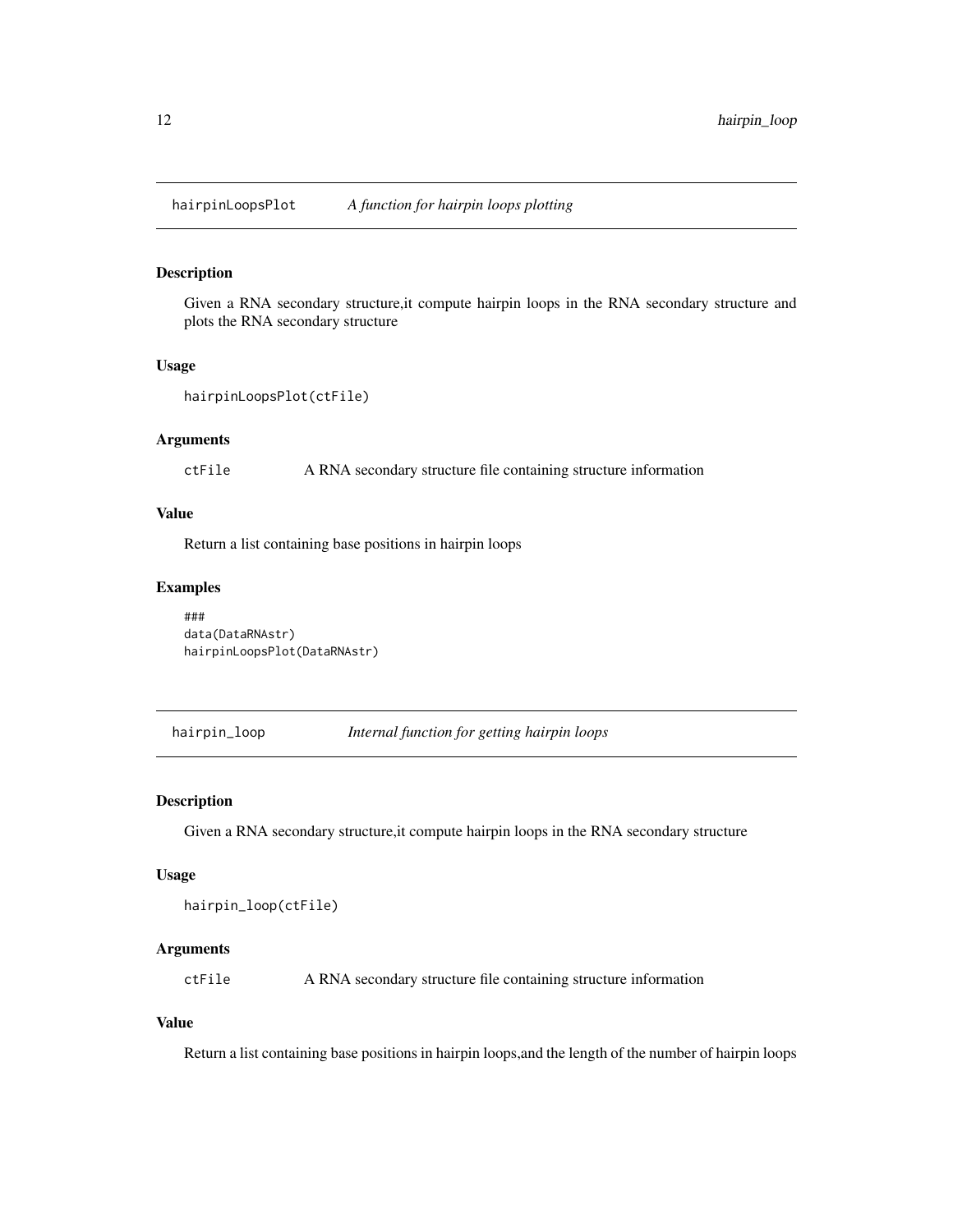## hairpinLoopsPlot *A function for hairpin loops plotting*

### Description

Given a RNA secondary structure,it compute hairpin loops in the RNA secondary structure and plots the RNA secondary structure

### Usage

```
hairpinLoopsPlot(ctFile)
```

### Arguments

ctFile A RNA secondary structure file containing structure information

### Value

Return a list containing base positions in hairpin loops

### Examples

```
###
data(DataRNAstr)
hairpinLoopsPlot(DataRNAstr)
```

## hairpin_loop *Internal function for getting hairpin loops*

### Description

Given a RNA secondary structure,it compute hairpin loops in the RNA secondary structure

### Usage

```
hairpin_loop(ctFile)
```

### Arguments

ctFile A RNA secondary structure file containing structure information

### Value

Return a list containing base positions in hairpin loops,and the length of the number of hairpin loops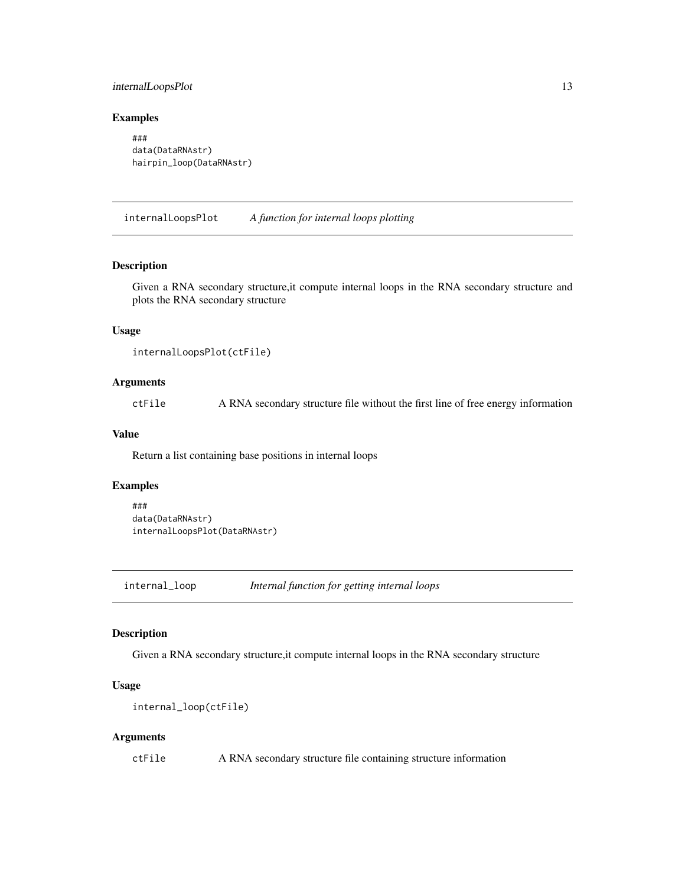## Examples

```
###
data(DataRNAstr)
hairpin_loop(DataRNAstr)
```

---

## internalLoopsPlot *A function for internal loops plotting*

### Description

Given a RNA secondary structure,it compute internal loops in the RNA secondary structure and plots the RNA secondary structure

### Usage

```
internalLoopsPlot(ctFile)
```

### Arguments

| | |
|---|---|
| ctFile | A RNA secondary structure file without the first line of free energy information |

### Value

Return a list containing base positions in internal loops

### Examples

```
###
data(DataRNAstr)
internalLoopsPlot(DataRNAstr)
```

---

## internal_loop *Internal function for getting internal loops*

### Description

Given a RNA secondary structure,it compute internal loops in the RNA secondary structure

### Usage

```
internal_loop(ctFile)
```

### Arguments

| | |
|---|---|
| ctFile | A RNA secondary structure file containing structure information |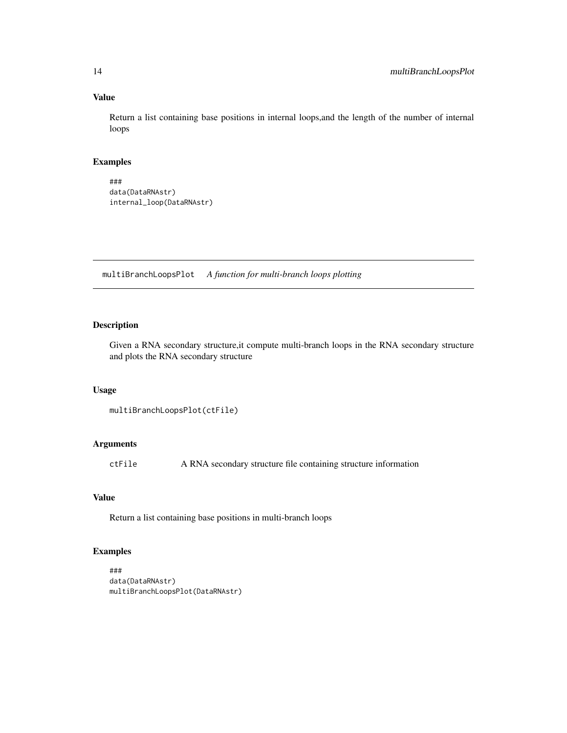## Value

Return a list containing base positions in internal loops,and the length of the number of internal loops

## Examples

```
###
data(DataRNAstr)
internal_loop(DataRNAstr)
```

---

# multiBranchLoopsPlot    *A function for multi-branch loops plotting*

---

## Description

Given a RNA secondary structure,it compute multi-branch loops in the RNA secondary structure and plots the RNA secondary structure

## Usage

```
multiBranchLoopsPlot(ctFile)
```

## Arguments

| | |
|---|---|
| ctFile | A RNA secondary structure file containing structure information |

## Value

Return a list containing base positions in multi-branch loops

## Examples

```
###
data(DataRNAstr)
multiBranchLoopsPlot(DataRNAstr)
```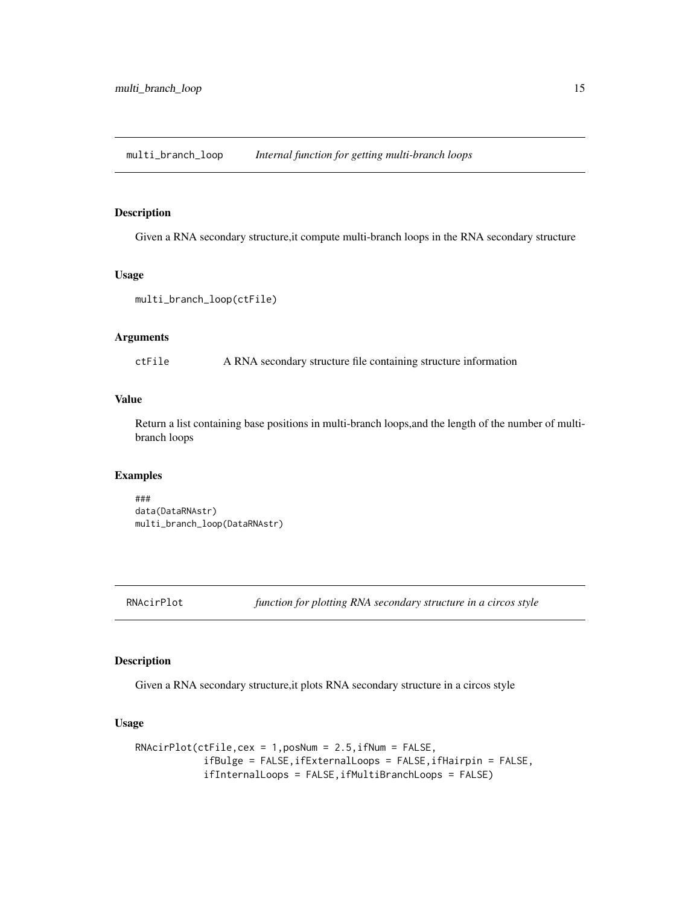## multi_branch_loop *Internal function for getting multi-branch loops*

### Description

Given a RNA secondary structure,it compute multi-branch loops in the RNA secondary structure

### Usage

```
multi_branch_loop(ctFile)
```

### Arguments

| | |
|---|---|
| ctFile | A RNA secondary structure file containing structure information |

### Value

Return a list containing base positions in multi-branch loops,and the length of the number of multi-branch loops

### Examples

```
###
data(DataRNAstr)
multi_branch_loop(DataRNAstr)
```

## RNAcirPlot *function for plotting RNA secondary structure in a circos style*

### Description

Given a RNA secondary structure,it plots RNA secondary structure in a circos style

### Usage

```
RNAcirPlot(ctFile,cex = 1,posNum = 2.5,ifNum = FALSE,
           ifBulge = FALSE,ifExternalLoops = FALSE,ifHairpin = FALSE,
           ifInternalLoops = FALSE,ifMultiBranchLoops = FALSE)
```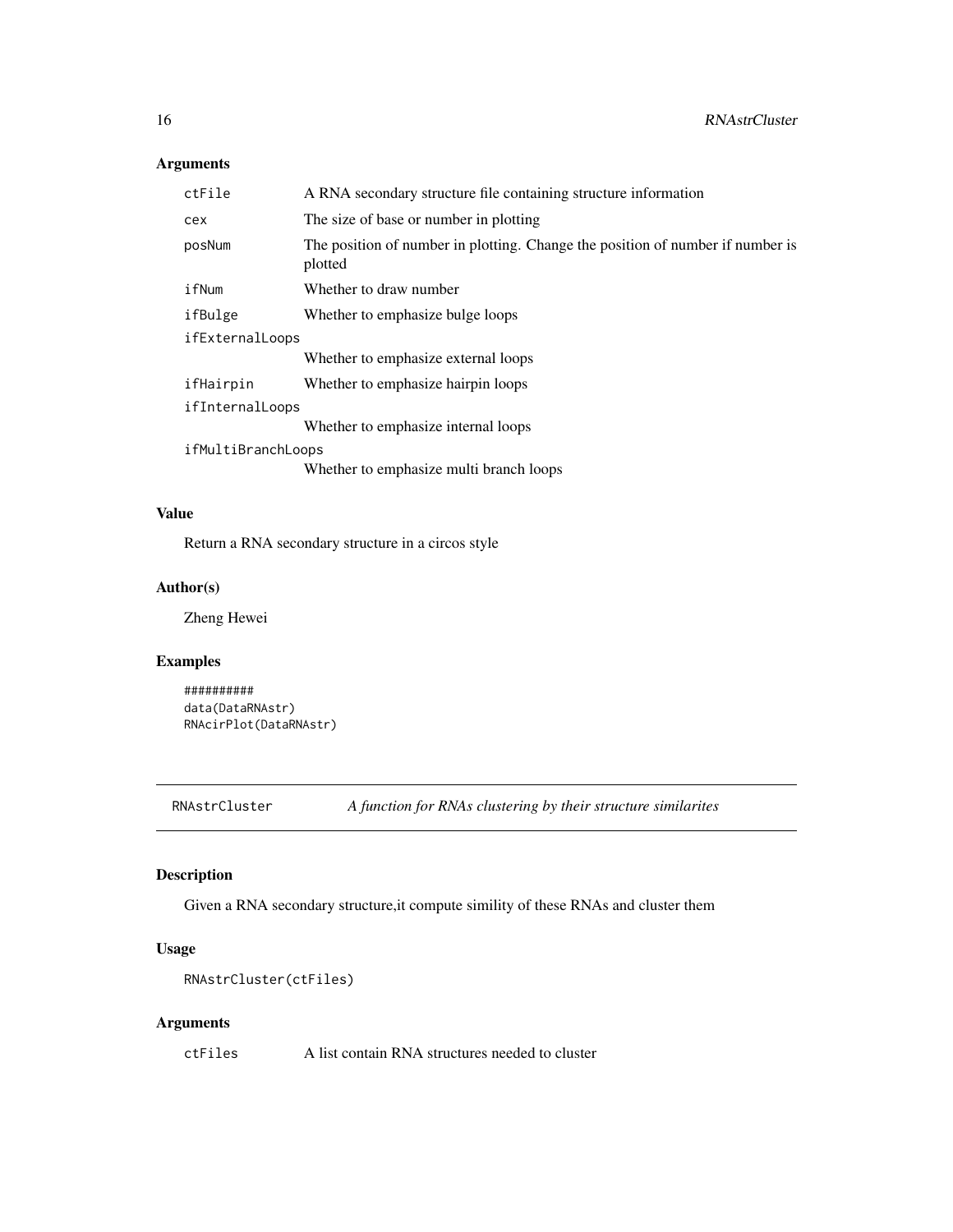## Arguments

| | |
|---|---|
| ctFile | A RNA secondary structure file containing structure information |
| cex | The size of base or number in plotting |
| posNum | The position of number in plotting. Change the position of number if number is plotted |
| ifNum | Whether to draw number |
| ifBulge | Whether to emphasize bulge loops |
| ifExternalLoops | Whether to emphasize external loops |
| ifHairpin | Whether to emphasize hairpin loops |
| ifInternalLoops | Whether to emphasize internal loops |
| ifMultiBranchLoops | Whether to emphasize multi branch loops |

## Value

Return a RNA secondary structure in a circos style

## Author(s)

Zheng Hewei

## Examples

```
##########
data(DataRNAstr)
RNAcirPlot(DataRNAstr)
```

---

# RNAstrCluster — *A function for RNAs clustering by their structure similarites*

## Description

Given a RNA secondary structure,it compute simility of these RNAs and cluster them

## Usage

```
RNAstrCluster(ctFiles)
```

## Arguments

| | |
|---|---|
| ctFiles | A list contain RNA structures needed to cluster |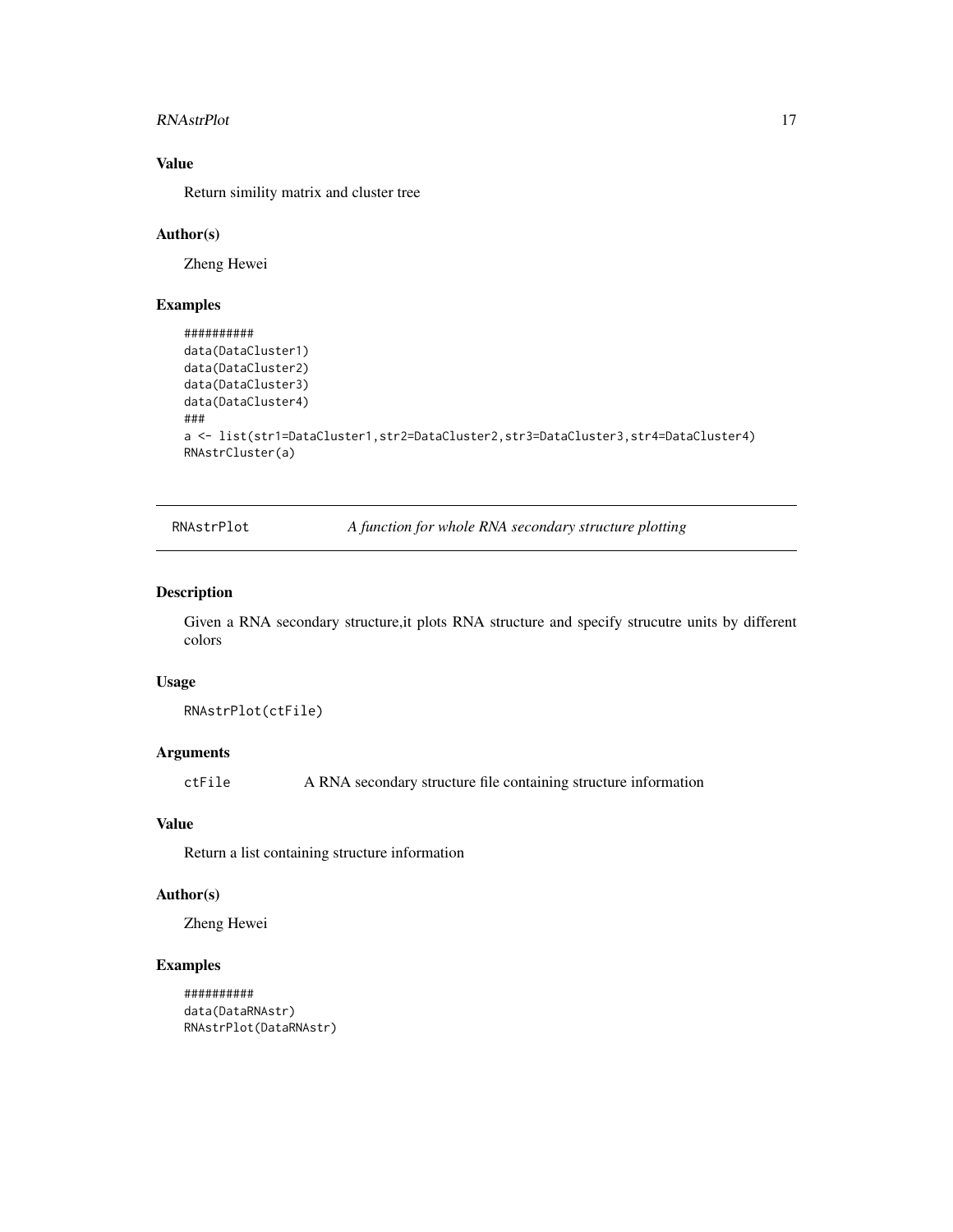## Value

Return simility matrix and cluster tree

## Author(s)

Zheng Hewei

## Examples

```
##########
data(DataCluster1)
data(DataCluster2)
data(DataCluster3)
data(DataCluster4)
###
a <- list(str1=DataCluster1,str2=DataCluster2,str3=DataCluster3,str4=DataCluster4)
RNAstrCluster(a)
```

---

# RNAstrPlot — *A function for whole RNA secondary structure plotting*

---

## Description

Given a RNA secondary structure,it plots RNA structure and specify strucutre units by different colors

## Usage

```
RNAstrPlot(ctFile)
```

## Arguments

| | |
|---|---|
| ctFile | A RNA secondary structure file containing structure information |

## Value

Return a list containing structure information

## Author(s)

Zheng Hewei

## Examples

```
##########
data(DataRNAstr)
RNAstrPlot(DataRNAstr)
```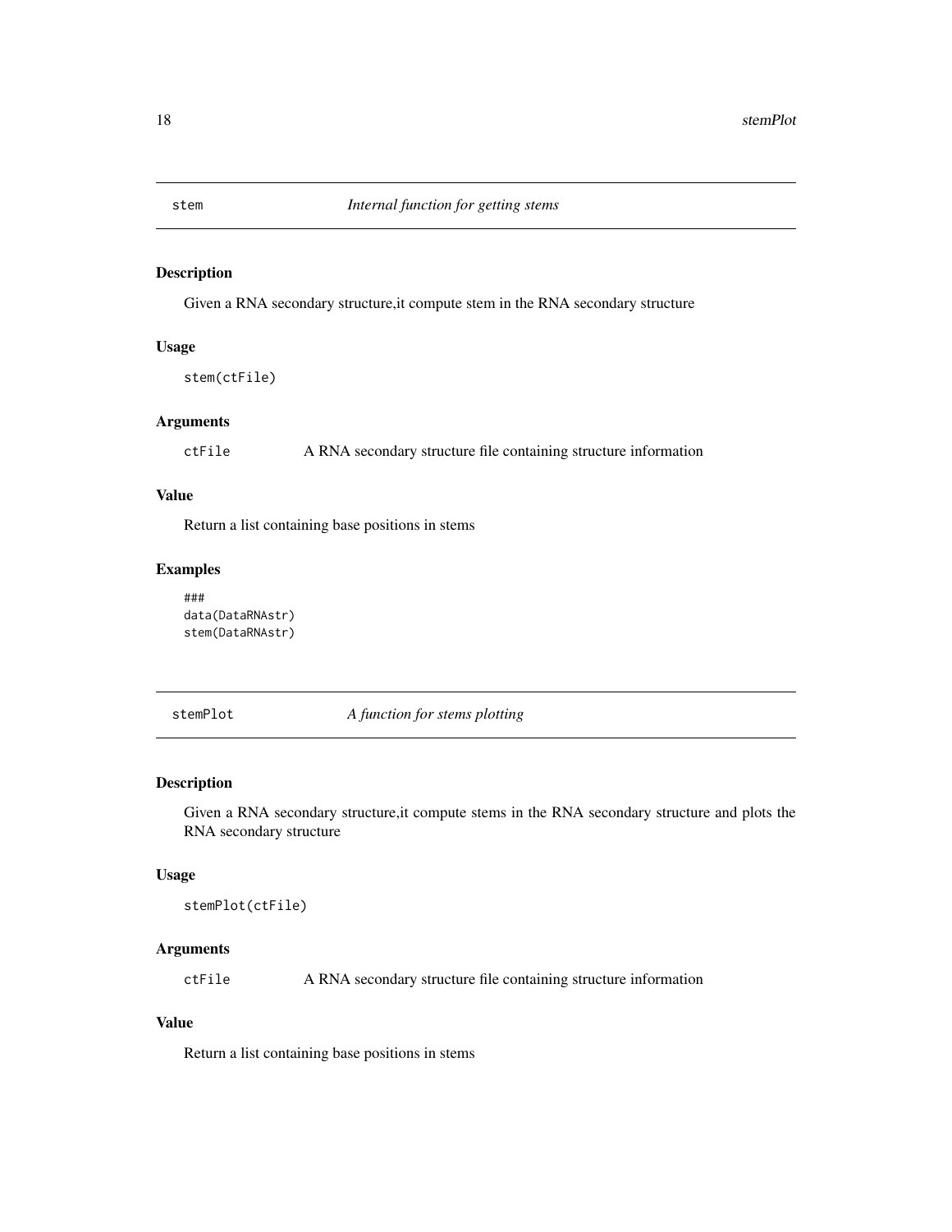## stem *Internal function for getting stems*

### Description

Given a RNA secondary structure,it compute stem in the RNA secondary structure

### Usage

```
stem(ctFile)
```

### Arguments

| | |
|---|---|
| ctFile | A RNA secondary structure file containing structure information |

### Value

Return a list containing base positions in stems

### Examples

```
###
data(DataRNAstr)
stem(DataRNAstr)
```

## stemPlot *A function for stems plotting*

### Description

Given a RNA secondary structure,it compute stems in the RNA secondary structure and plots the RNA secondary structure

### Usage

```
stemPlot(ctFile)
```

### Arguments

| | |
|---|---|
| ctFile | A RNA secondary structure file containing structure information |

### Value

Return a list containing base positions in stems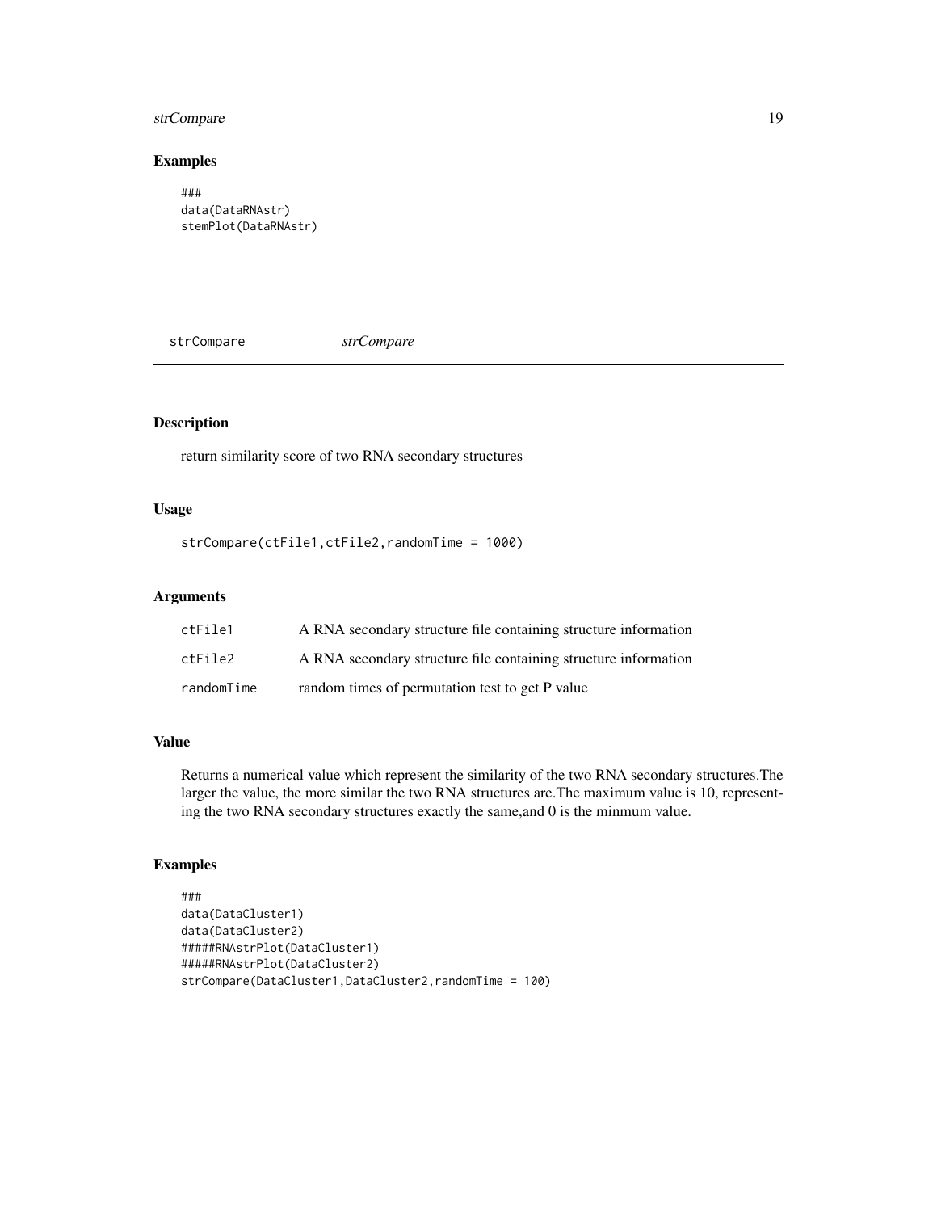## Examples

```
###
data(DataRNAstr)
stemPlot(DataRNAstr)
```

---

strCompare    *strCompare*

---

## Description

return similarity score of two RNA secondary structures

## Usage

```
strCompare(ctFile1,ctFile2,randomTime = 1000)
```

## Arguments

| | |
|---|---|
| ctFile1 | A RNA secondary structure file containing structure information |
| ctFile2 | A RNA secondary structure file containing structure information |
| randomTime | random times of permutation test to get P value |

## Value

Returns a numerical value which represent the similarity of the two RNA secondary structures.The larger the value, the more similar the two RNA structures are.The maximum value is 10, representing the two RNA secondary structures exactly the same,and 0 is the minmum value.

## Examples

```
###
data(DataCluster1)
data(DataCluster2)
#####RNAstrPlot(DataCluster1)
#####RNAstrPlot(DataCluster2)
strCompare(DataCluster1,DataCluster2,randomTime = 100)
```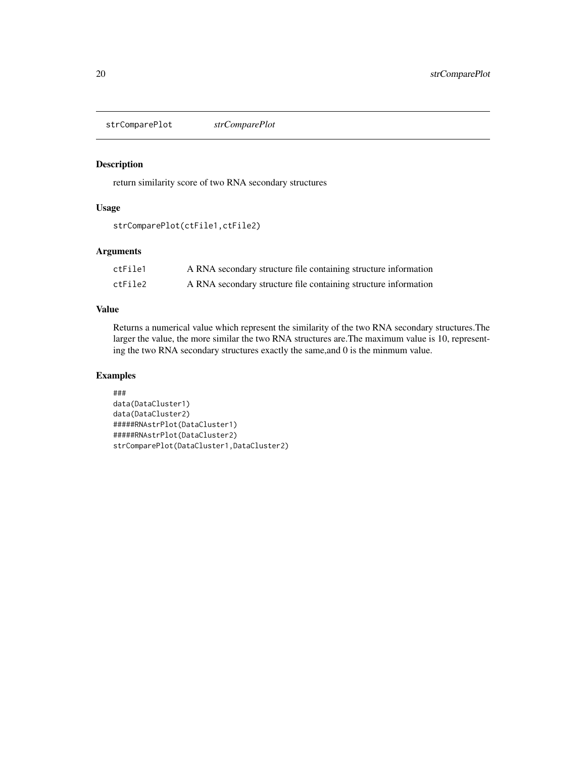strComparePlot *strComparePlot*

## Description

return similarity score of two RNA secondary structures

## Usage

```
strComparePlot(ctFile1,ctFile2)
```

## Arguments

| | |
|---|---|
| ctFile1 | A RNA secondary structure file containing structure information |
| ctFile2 | A RNA secondary structure file containing structure information |

## Value

Returns a numerical value which represent the similarity of the two RNA secondary structures.The larger the value, the more similar the two RNA structures are.The maximum value is 10, representing the two RNA secondary structures exactly the same,and 0 is the minmum value.

## Examples

```
###
data(DataCluster1)
data(DataCluster2)
#####RNAstrPlot(DataCluster1)
#####RNAstrPlot(DataCluster2)
strComparePlot(DataCluster1,DataCluster2)
```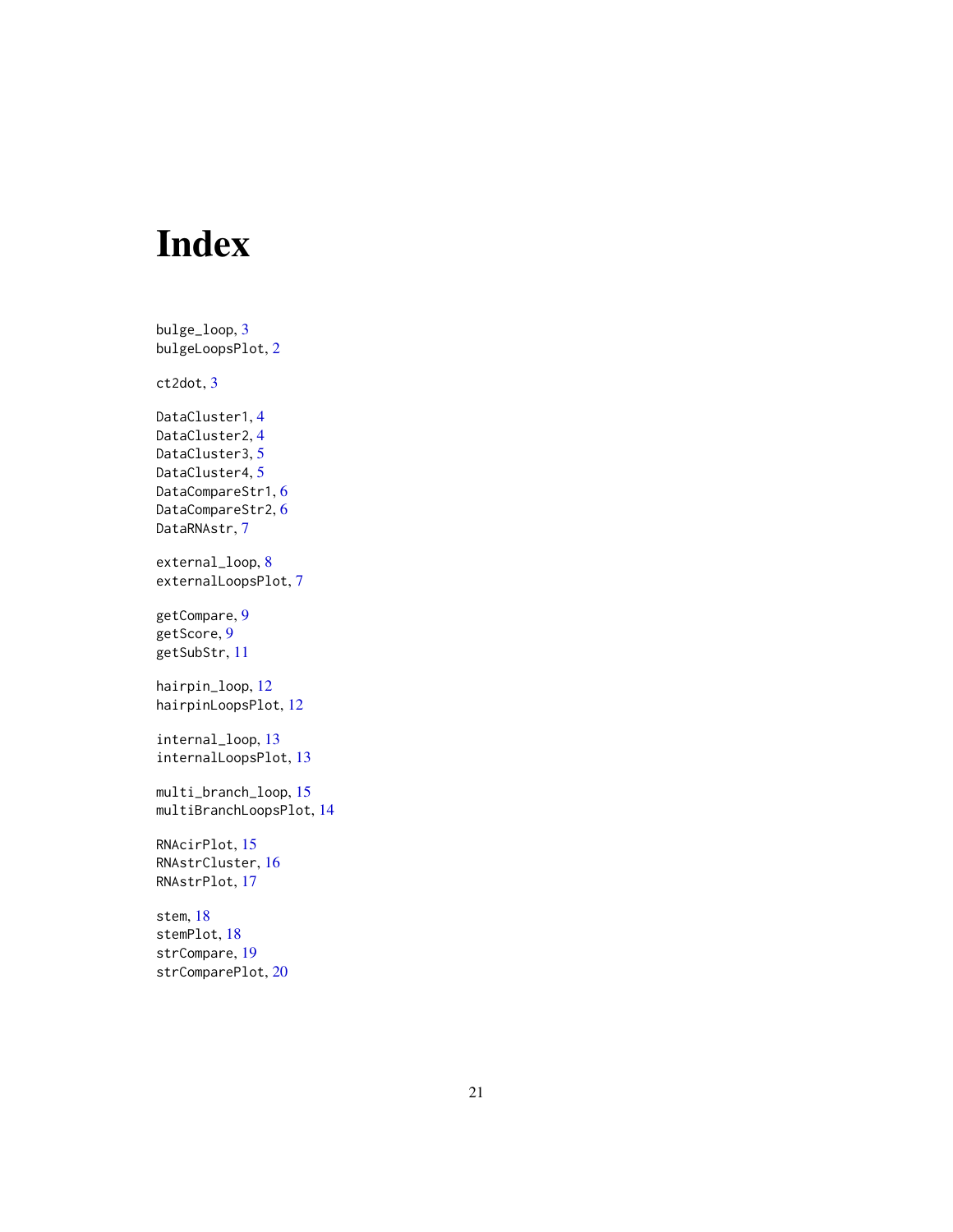# Index

bulge_loop, 3
bulgeLoopsPlot, 2

ct2dot, 3

DataCluster1, 4
DataCluster2, 4
DataCluster3, 5
DataCluster4, 5
DataCompareStr1, 6
DataCompareStr2, 6
DataRNAstr, 7

external_loop, 8
externalLoopsPlot, 7

getCompare, 9
getScore, 9
getSubStr, 11

hairpin_loop, 12
hairpinLoopsPlot, 12

internal_loop, 13
internalLoopsPlot, 13

multi_branch_loop, 15
multiBranchLoopsPlot, 14

RNAcirPlot, 15
RNAstrCluster, 16
RNAstrPlot, 17

stem, 18
stemPlot, 18
strCompare, 19
strComparePlot, 20